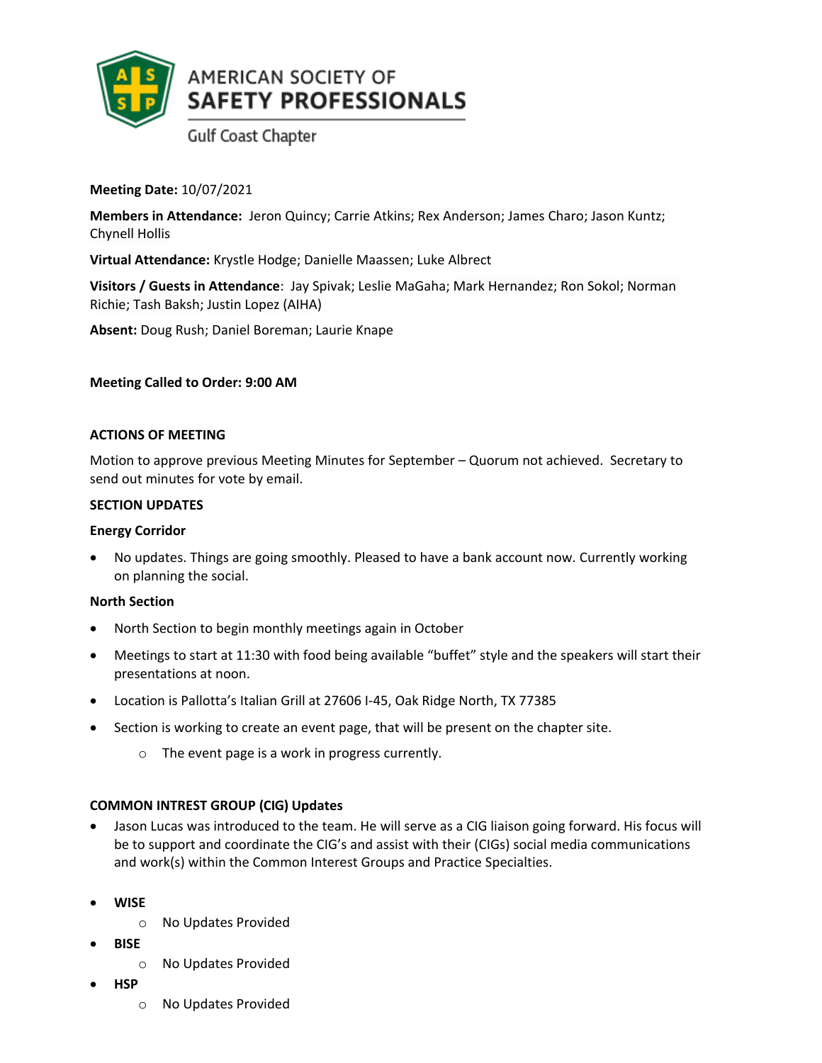# AMERICAN SOCIETY OF SAFETY PROFESSIONALS

Gulf Coast Chapter

**Meeting Date:** 10/07/2021

**Members in Attendance:** Jeron Quincy; Carrie Atkins; Rex Anderson; James Charo; Jason Kuntz; Chynell Hollis

**Virtual Attendance:** Krystle Hodge; Danielle Maassen; Luke Albrect

**Visitors / Guests in Attendance**: Jay Spivak; Leslie MaGaha; Mark Hernandez; Ron Sokol; Norman Richie; Tash Baksh; Justin Lopez (AIHA)

**Absent:** Doug Rush; Daniel Boreman; Laurie Knape

**Meeting Called to Order: 9:00 AM**

**ACTIONS OF MEETING**

Motion to approve previous Meeting Minutes for September – Quorum not achieved. Secretary to send out minutes for vote by email.

**SECTION UPDATES**

**Energy Corridor**

- No updates. Things are going smoothly. Pleased to have a bank account now. Currently working on planning the social.

**North Section**

- North Section to begin monthly meetings again in October
- Meetings to start at 11:30 with food being available "buffet" style and the speakers will start their presentations at noon.
- Location is Pallotta's Italian Grill at 27606 I-45, Oak Ridge North, TX 77385
- Section is working to create an event page, that will be present on the chapter site.
  - The event page is a work in progress currently.

**COMMON INTREST GROUP (CIG) Updates**

- Jason Lucas was introduced to the team. He will serve as a CIG liaison going forward. His focus will be to support and coordinate the CIG's and assist with their (CIGs) social media communications and work(s) within the Common Interest Groups and Practice Specialties.

- **WISE**
  - No Updates Provided
- **BISE**
  - No Updates Provided
- **HSP**
  - No Updates Provided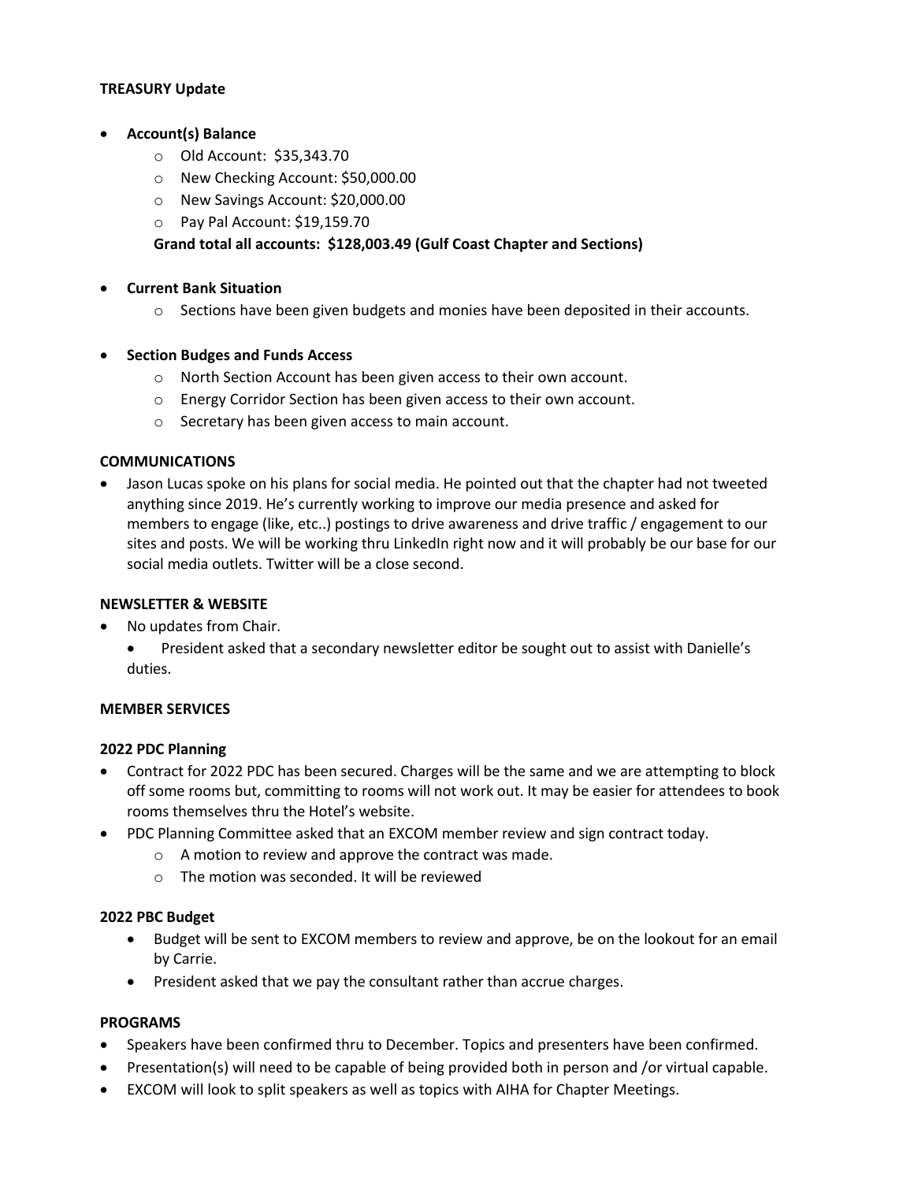**TREASURY Update**

- **Account(s) Balance**
    - Old Account: $35,343.70
    - New Checking Account: $50,000.00
    - New Savings Account: $20,000.00
    - Pay Pal Account: $19,159.70

  **Grand total all accounts: $128,003.49 (Gulf Coast Chapter and Sections)**

- **Current Bank Situation**
    - Sections have been given budgets and monies have been deposited in their accounts.

- **Section Budges and Funds Access**
    - North Section Account has been given access to their own account.
    - Energy Corridor Section has been given access to their own account.
    - Secretary has been given access to main account.

**COMMUNICATIONS**

- Jason Lucas spoke on his plans for social media. He pointed out that the chapter had not tweeted anything since 2019. He's currently working to improve our media presence and asked for members to engage (like, etc..) postings to drive awareness and drive traffic / engagement to our sites and posts. We will be working thru LinkedIn right now and it will probably be our base for our social media outlets. Twitter will be a close second.

**NEWSLETTER & WEBSITE**

- No updates from Chair.
    - President asked that a secondary newsletter editor be sought out to assist with Danielle's duties.

**MEMBER SERVICES**

**2022 PDC Planning**

- Contract for 2022 PDC has been secured. Charges will be the same and we are attempting to block off some rooms but, committing to rooms will not work out. It may be easier for attendees to book rooms themselves thru the Hotel's website.
- PDC Planning Committee asked that an EXCOM member review and sign contract today.
    - A motion to review and approve the contract was made.
    - The motion was seconded. It will be reviewed

**2022 PBC Budget**

- Budget will be sent to EXCOM members to review and approve, be on the lookout for an email by Carrie.
- President asked that we pay the consultant rather than accrue charges.

**PROGRAMS**

- Speakers have been confirmed thru to December. Topics and presenters have been confirmed.
- Presentation(s) will need to be capable of being provided both in person and /or virtual capable.
- EXCOM will look to split speakers as well as topics with AIHA for Chapter Meetings.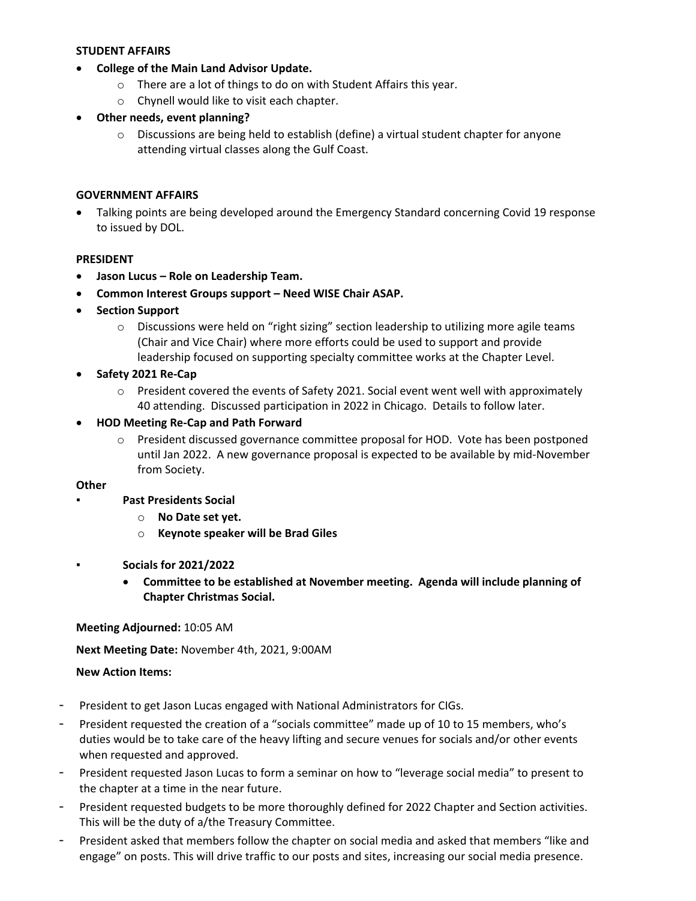**STUDENT AFFAIRS**

- **College of the Main Land Advisor Update.**
    - There are a lot of things to do on with Student Affairs this year.
    - Chynell would like to visit each chapter.
- **Other needs, event planning?**
    - Discussions are being held to establish (define) a virtual student chapter for anyone attending virtual classes along the Gulf Coast.

**GOVERNMENT AFFAIRS**

- Talking points are being developed around the Emergency Standard concerning Covid 19 response to issued by DOL.

**PRESIDENT**

- **Jason Lucus – Role on Leadership Team.**
- **Common Interest Groups support – Need WISE Chair ASAP.**
- **Section Support**
    - Discussions were held on "right sizing" section leadership to utilizing more agile teams (Chair and Vice Chair) where more efforts could be used to support and provide leadership focused on supporting specialty committee works at the Chapter Level.
- **Safety 2021 Re-Cap**
    - President covered the events of Safety 2021. Social event went well with approximately 40 attending. Discussed participation in 2022 in Chicago. Details to follow later.
- **HOD Meeting Re-Cap and Path Forward**
    - President discussed governance committee proposal for HOD. Vote has been postponed until Jan 2022. A new governance proposal is expected to be available by mid-November from Society.

**Other**

- **Past Presidents Social**
    - **No Date set yet.**
    - **Keynote speaker will be Brad Giles**
- **Socials for 2021/2022**
    - **Committee to be established at November meeting. Agenda will include planning of Chapter Christmas Social.**

**Meeting Adjourned:** 10:05 AM

**Next Meeting Date:** November 4th, 2021, 9:00AM

**New Action Items:**

- President to get Jason Lucas engaged with National Administrators for CIGs.
- President requested the creation of a "socials committee" made up of 10 to 15 members, who's duties would be to take care of the heavy lifting and secure venues for socials and/or other events when requested and approved.
- President requested Jason Lucas to form a seminar on how to "leverage social media" to present to the chapter at a time in the near future.
- President requested budgets to be more thoroughly defined for 2022 Chapter and Section activities. This will be the duty of a/the Treasury Committee.
- President asked that members follow the chapter on social media and asked that members "like and engage" on posts. This will drive traffic to our posts and sites, increasing our social media presence.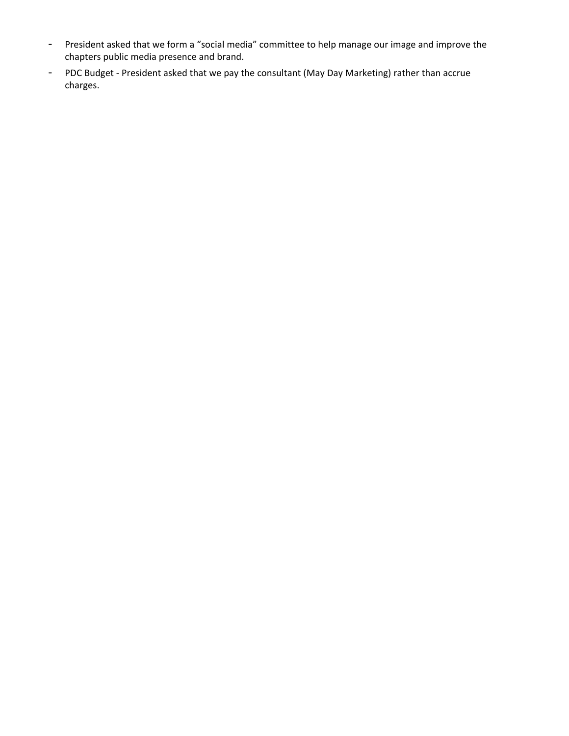- President asked that we form a "social media" committee to help manage our image and improve the chapters public media presence and brand.
- PDC Budget - President asked that we pay the consultant (May Day Marketing) rather than accrue charges.